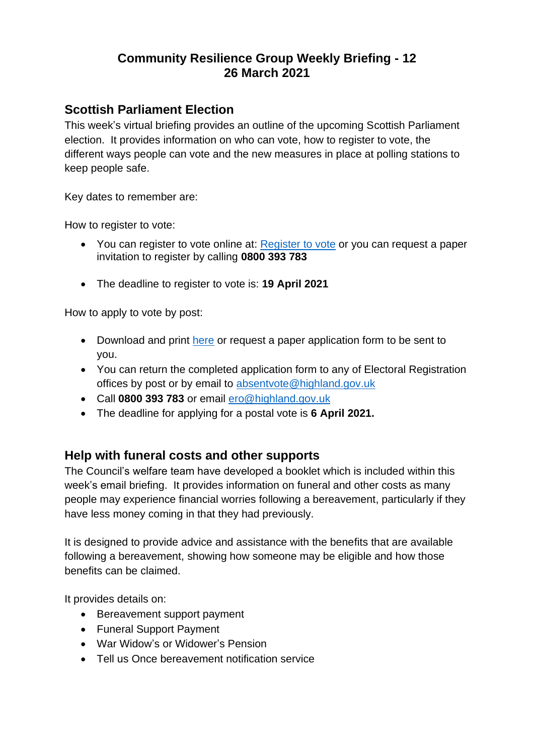# Community Resilience Group Weekly Briefing - 12
# 26 March 2021

## Scottish Parliament Election

This week's virtual briefing provides an outline of the upcoming Scottish Parliament election. It provides information on who can vote, how to register to vote, the different ways people can vote and the new measures in place at polling stations to keep people safe.

Key dates to remember are:

How to register to vote:

- You can register to vote online at: [Register to vote]() or you can request a paper invitation to register by calling **0800 393 783**

- The deadline to register to vote is: **19 April 2021**

How to apply to vote by post:

- Download and print [here]() or request a paper application form to be sent to you.
- You can return the completed application form to any of Electoral Registration offices by post or by email to [absentvote@highland.gov.uk](mailto:absentvote@highland.gov.uk)
- Call **0800 393 783** or email [ero@highland.gov.uk](mailto:ero@highland.gov.uk)
- The deadline for applying for a postal vote is **6 April 2021.**

## Help with funeral costs and other supports

The Council's welfare team have developed a booklet which is included within this week's email briefing. It provides information on funeral and other costs as many people may experience financial worries following a bereavement, particularly if they have less money coming in that they had previously.

It is designed to provide advice and assistance with the benefits that are available following a bereavement, showing how someone may be eligible and how those benefits can be claimed.

It provides details on:

- Bereavement support payment
- Funeral Support Payment
- War Widow's or Widower's Pension
- Tell us Once bereavement notification service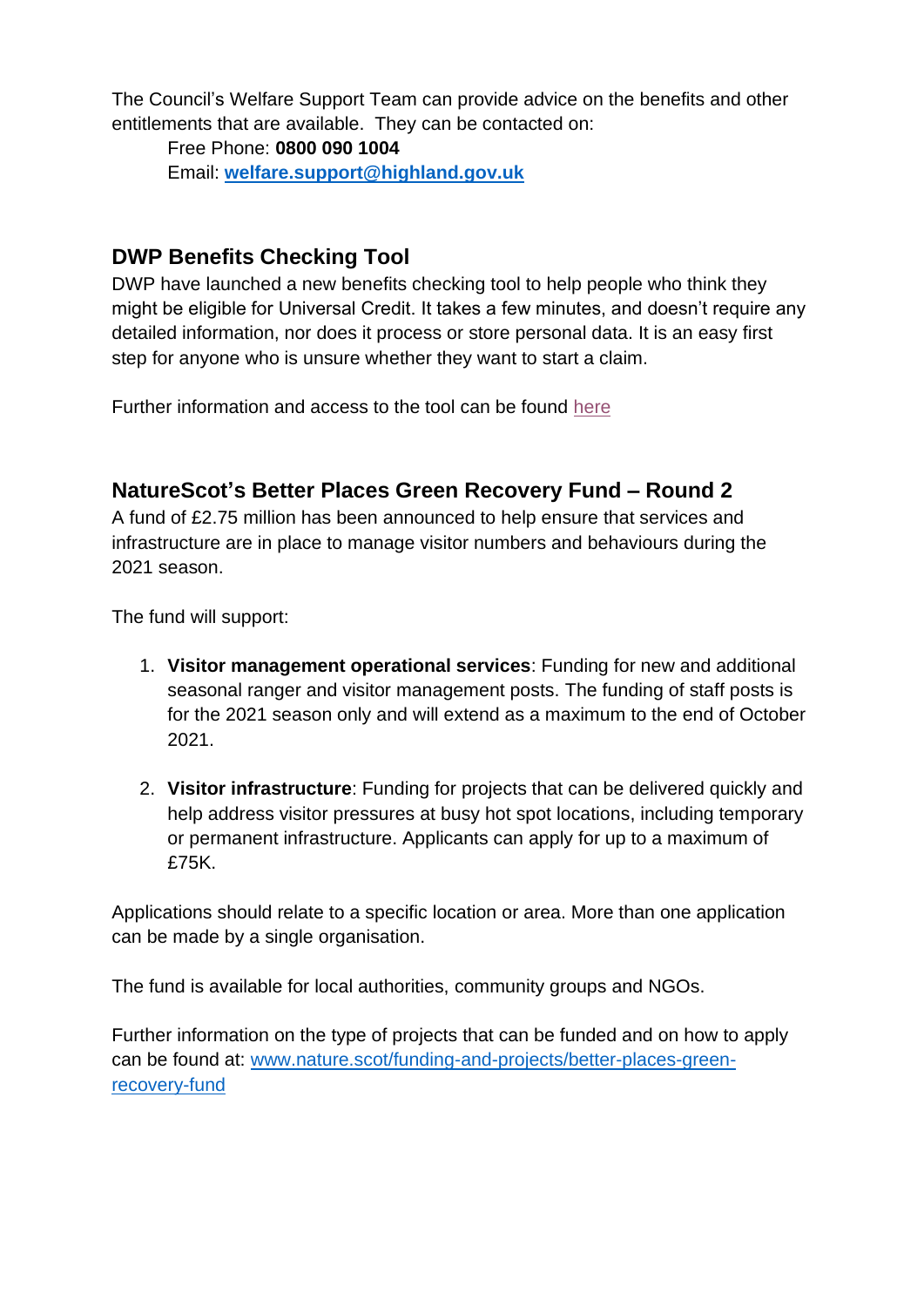The Council's Welfare Support Team can provide advice on the benefits and other entitlements that are available. They can be contacted on:

Free Phone: **0800 090 1004**
Email: **[welfare.support@highland.gov.uk](mailto:welfare.support@highland.gov.uk)**

## DWP Benefits Checking Tool

DWP have launched a new benefits checking tool to help people who think they might be eligible for Universal Credit. It takes a few minutes, and doesn't require any detailed information, nor does it process or store personal data. It is an easy first step for anyone who is unsure whether they want to start a claim.

Further information and access to the tool can be found here

## NatureScot's Better Places Green Recovery Fund – Round 2

A fund of £2.75 million has been announced to help ensure that services and infrastructure are in place to manage visitor numbers and behaviours during the 2021 season.

The fund will support:

1. **Visitor management operational services**: Funding for new and additional seasonal ranger and visitor management posts. The funding of staff posts is for the 2021 season only and will extend as a maximum to the end of October 2021.

2. **Visitor infrastructure**: Funding for projects that can be delivered quickly and help address visitor pressures at busy hot spot locations, including temporary or permanent infrastructure. Applicants can apply for up to a maximum of £75K.

Applications should relate to a specific location or area. More than one application can be made by a single organisation.

The fund is available for local authorities, community groups and NGOs.

Further information on the type of projects that can be funded and on how to apply can be found at: www.nature.scot/funding-and-projects/better-places-green-recovery-fund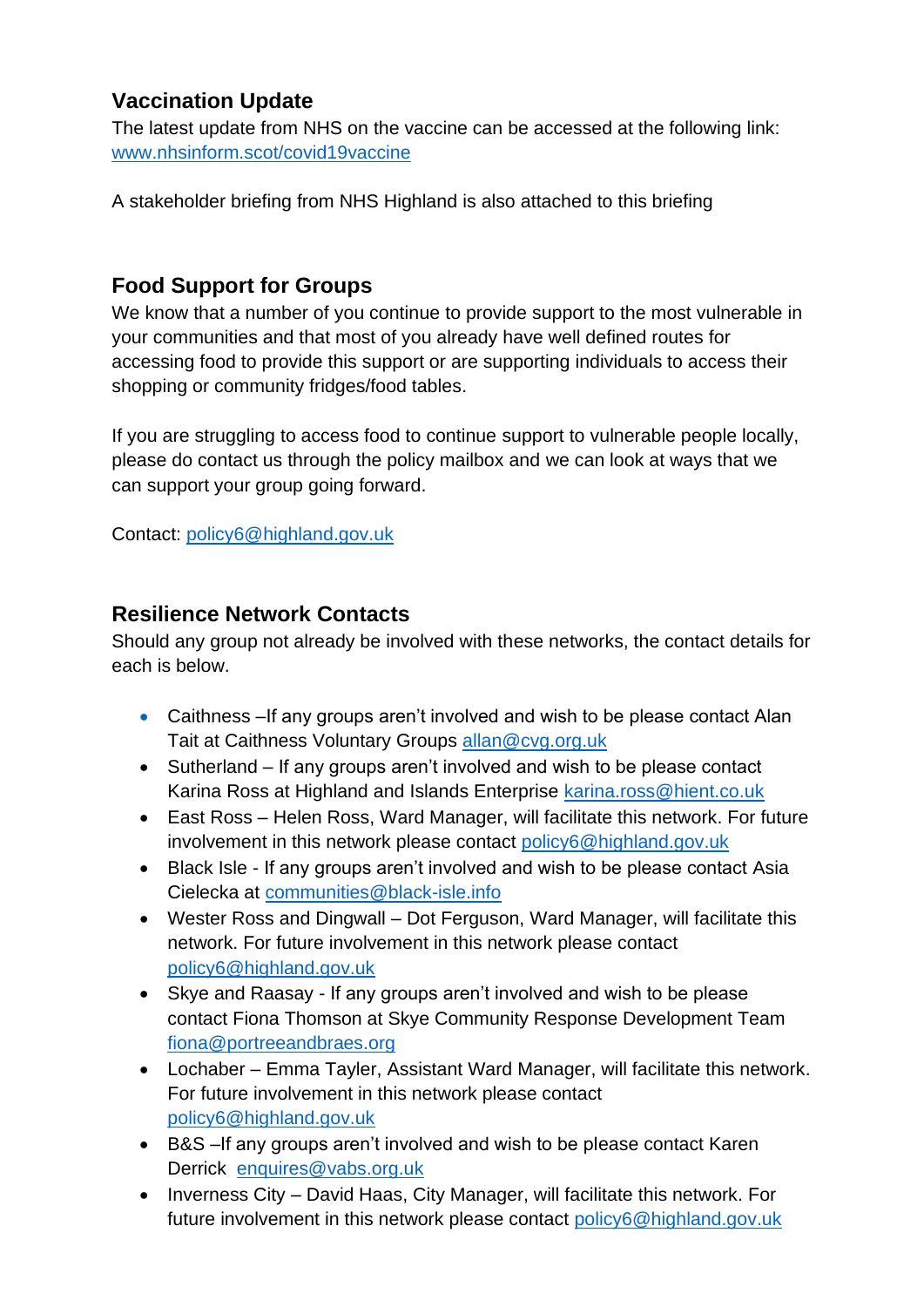## Vaccination Update

The latest update from NHS on the vaccine can be accessed at the following link: www.nhsinform.scot/covid19vaccine

A stakeholder briefing from NHS Highland is also attached to this briefing

## Food Support for Groups

We know that a number of you continue to provide support to the most vulnerable in your communities and that most of you already have well defined routes for accessing food to provide this support or are supporting individuals to access their shopping or community fridges/food tables.

If you are struggling to access food to continue support to vulnerable people locally, please do contact us through the policy mailbox and we can look at ways that we can support your group going forward.

Contact: policy6@highland.gov.uk

## Resilience Network Contacts

Should any group not already be involved with these networks, the contact details for each is below.

- Caithness –If any groups aren't involved and wish to be please contact Alan Tait at Caithness Voluntary Groups allan@cvg.org.uk
- Sutherland – If any groups aren't involved and wish to be please contact Karina Ross at Highland and Islands Enterprise karina.ross@hient.co.uk
- East Ross – Helen Ross, Ward Manager, will facilitate this network. For future involvement in this network please contact policy6@highland.gov.uk
- Black Isle - If any groups aren't involved and wish to be please contact Asia Cielecka at communities@black-isle.info
- Wester Ross and Dingwall – Dot Ferguson, Ward Manager, will facilitate this network. For future involvement in this network please contact policy6@highland.gov.uk
- Skye and Raasay - If any groups aren't involved and wish to be please contact Fiona Thomson at Skye Community Response Development Team fiona@portreeandbraes.org
- Lochaber – Emma Tayler, Assistant Ward Manager, will facilitate this network. For future involvement in this network please contact policy6@highland.gov.uk
- B&S –If any groups aren't involved and wish to be please contact Karen Derrick enquires@vabs.org.uk
- Inverness City – David Haas, City Manager, will facilitate this network. For future involvement in this network please contact policy6@highland.gov.uk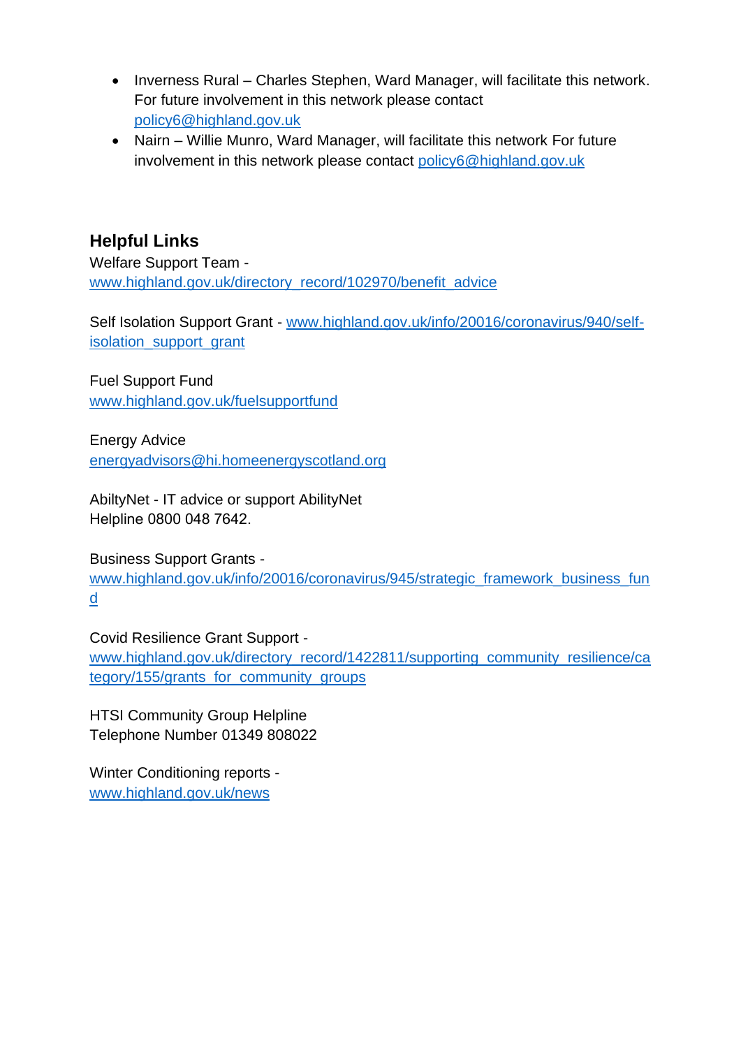- Inverness Rural – Charles Stephen, Ward Manager, will facilitate this network. For future involvement in this network please contact policy6@highland.gov.uk
- Nairn – Willie Munro, Ward Manager, will facilitate this network For future involvement in this network please contact policy6@highland.gov.uk

## Helpful Links

Welfare Support Team -
www.highland.gov.uk/directory_record/102970/benefit_advice

Self Isolation Support Grant - www.highland.gov.uk/info/20016/coronavirus/940/self-isolation_support_grant

Fuel Support Fund
www.highland.gov.uk/fuelsupportfund

Energy Advice
energyadvisors@hi.homeenergyscotland.org

AbiltyNet - IT advice or support AbilityNet
Helpline 0800 048 7642.

Business Support Grants -
www.highland.gov.uk/info/20016/coronavirus/945/strategic_framework_business_fund

Covid Resilience Grant Support -
www.highland.gov.uk/directory_record/1422811/supporting_community_resilience/category/155/grants_for_community_groups

HTSI Community Group Helpline
Telephone Number 01349 808022

Winter Conditioning reports -
www.highland.gov.uk/news